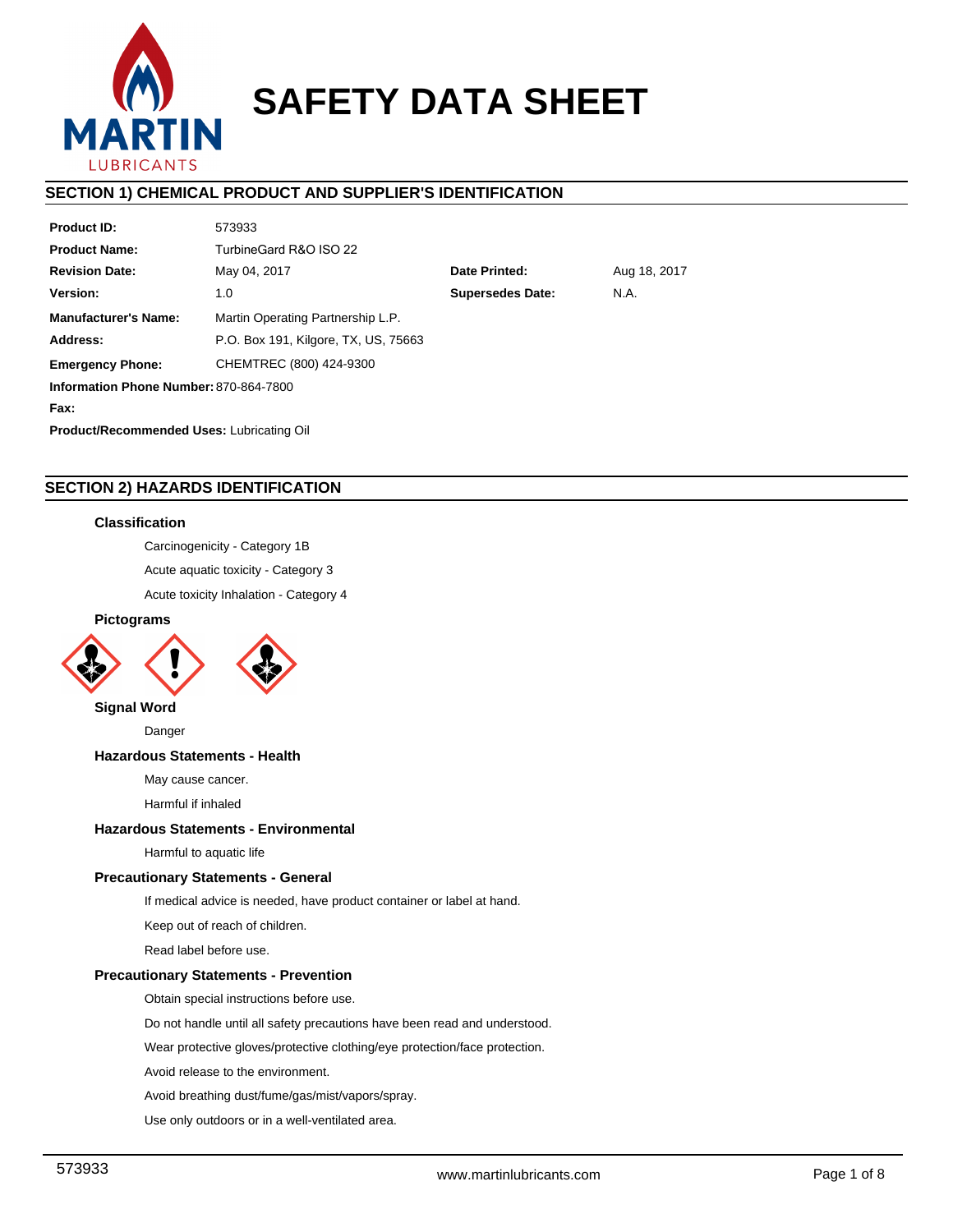# SAFETY DATA SHEET

## SECTION 1) CHEMICAL PRODUCT AND SUPPLIER'S IDENTIFICATION

| | | | |
|---|---|---|---|
| **Product ID:** | 573933 | | |
| **Product Name:** | TurbineGard R&O ISO 22 | | |
| **Revision Date:** | May 04, 2017 | **Date Printed:** | Aug 18, 2017 |
| **Version:** | 1.0 | **Supersedes Date:** | N.A. |
| **Manufacturer's Name:** | Martin Operating Partnership L.P. | | |
| **Address:** | P.O. Box 191, Kilgore, TX, US, 75663 | | |
| **Emergency Phone:** | CHEMTREC (800) 424-9300 | | |
| **Information Phone Number:** | 870-864-7800 | | |
| **Fax:** | | | |

**Product/Recommended Uses:** Lubricating Oil

## SECTION 2) HAZARDS IDENTIFICATION

### Classification

Carcinogenicity - Category 1B

Acute aquatic toxicity - Category 3

Acute toxicity Inhalation - Category 4

### Pictograms

### Signal Word

Danger

### Hazardous Statements - Health

May cause cancer.

Harmful if inhaled

### Hazardous Statements - Environmental

Harmful to aquatic life

### Precautionary Statements - General

If medical advice is needed, have product container or label at hand.

Keep out of reach of children.

Read label before use.

### Precautionary Statements - Prevention

Obtain special instructions before use.

Do not handle until all safety precautions have been read and understood.

Wear protective gloves/protective clothing/eye protection/face protection.

Avoid release to the environment.

Avoid breathing dust/fume/gas/mist/vapors/spray.

Use only outdoors or in a well-ventilated area.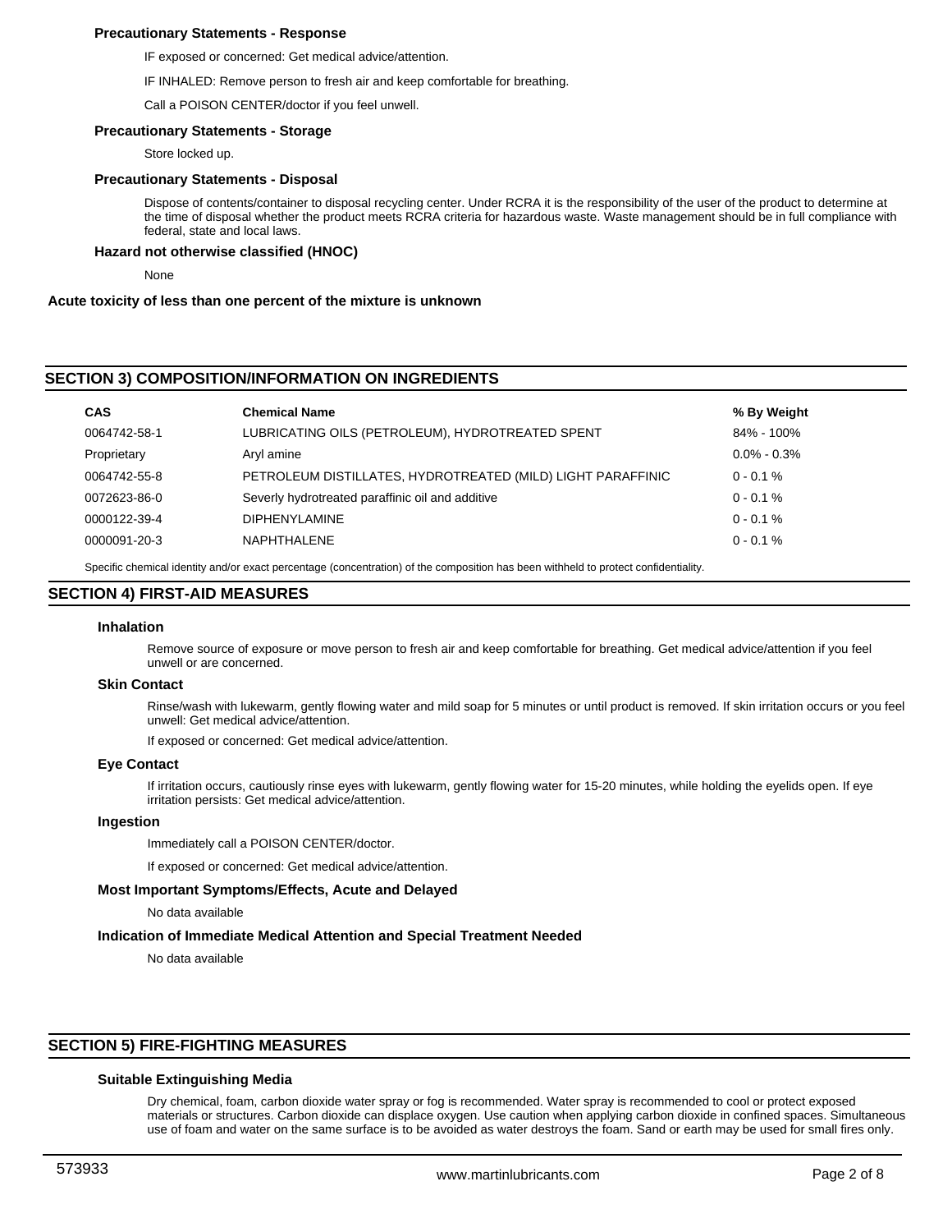### Precautionary Statements - Response

IF exposed or concerned: Get medical advice/attention.

IF INHALED: Remove person to fresh air and keep comfortable for breathing.

Call a POISON CENTER/doctor if you feel unwell.

### Precautionary Statements - Storage

Store locked up.

### Precautionary Statements - Disposal

Dispose of contents/container to disposal recycling center. Under RCRA it is the responsibility of the user of the product to determine at the time of disposal whether the product meets RCRA criteria for hazardous waste. Waste management should be in full compliance with federal, state and local laws.

### Hazard not otherwise classified (HNOC)

None

**Acute toxicity of less than one percent of the mixture is unknown**

## SECTION 3) COMPOSITION/INFORMATION ON INGREDIENTS

| CAS | Chemical Name | % By Weight |
|---|---|---|
| 0064742-58-1 | LUBRICATING OILS (PETROLEUM), HYDROTREATED SPENT | 84% - 100% |
| Proprietary | Aryl amine | 0.0% - 0.3% |
| 0064742-55-8 | PETROLEUM DISTILLATES, HYDROTREATED (MILD) LIGHT PARAFFINIC | 0 - 0.1 % |
| 0072623-86-0 | Severly hydrotreated paraffinic oil and additive | 0 - 0.1 % |
| 0000122-39-4 | DIPHENYLAMINE | 0 - 0.1 % |
| 0000091-20-3 | NAPHTHALENE | 0 - 0.1 % |

Specific chemical identity and/or exact percentage (concentration) of the composition has been withheld to protect confidentiality.

## SECTION 4) FIRST-AID MEASURES

### Inhalation

Remove source of exposure or move person to fresh air and keep comfortable for breathing. Get medical advice/attention if you feel unwell or are concerned.

### Skin Contact

Rinse/wash with lukewarm, gently flowing water and mild soap for 5 minutes or until product is removed. If skin irritation occurs or you feel unwell: Get medical advice/attention.

If exposed or concerned: Get medical advice/attention.

### Eye Contact

If irritation occurs, cautiously rinse eyes with lukewarm, gently flowing water for 15-20 minutes, while holding the eyelids open. If eye irritation persists: Get medical advice/attention.

### Ingestion

Immediately call a POISON CENTER/doctor.

If exposed or concerned: Get medical advice/attention.

### Most Important Symptoms/Effects, Acute and Delayed

No data available

### Indication of Immediate Medical Attention and Special Treatment Needed

No data available

## SECTION 5) FIRE-FIGHTING MEASURES

### Suitable Extinguishing Media

Dry chemical, foam, carbon dioxide water spray or fog is recommended. Water spray is recommended to cool or protect exposed materials or structures. Carbon dioxide can displace oxygen. Use caution when applying carbon dioxide in confined spaces. Simultaneous use of foam and water on the same surface is to be avoided as water destroys the foam. Sand or earth may be used for small fires only.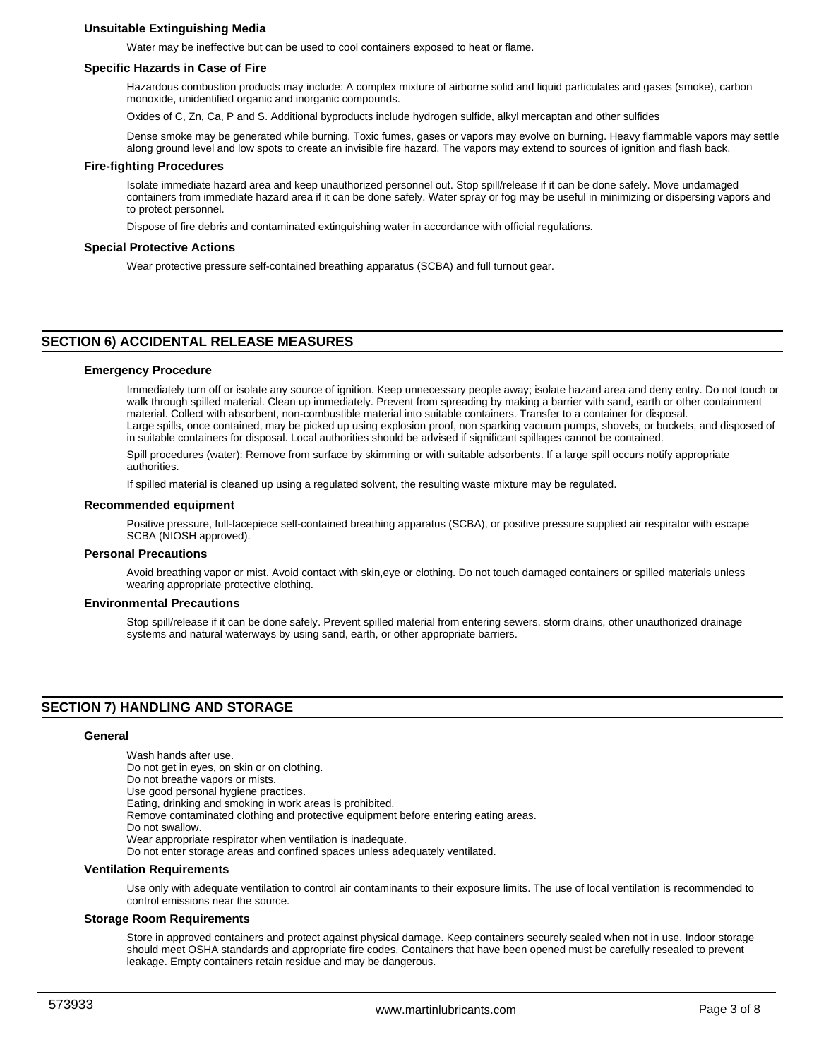### Unsuitable Extinguishing Media

Water may be ineffective but can be used to cool containers exposed to heat or flame.

### Specific Hazards in Case of Fire

Hazardous combustion products may include: A complex mixture of airborne solid and liquid particulates and gases (smoke), carbon monoxide, unidentified organic and inorganic compounds.

Oxides of C, Zn, Ca, P and S. Additional byproducts include hydrogen sulfide, alkyl mercaptan and other sulfides

Dense smoke may be generated while burning. Toxic fumes, gases or vapors may evolve on burning. Heavy flammable vapors may settle along ground level and low spots to create an invisible fire hazard. The vapors may extend to sources of ignition and flash back.

### Fire-fighting Procedures

Isolate immediate hazard area and keep unauthorized personnel out. Stop spill/release if it can be done safely. Move undamaged containers from immediate hazard area if it can be done safely. Water spray or fog may be useful in minimizing or dispersing vapors and to protect personnel.

Dispose of fire debris and contaminated extinguishing water in accordance with official regulations.

### Special Protective Actions

Wear protective pressure self-contained breathing apparatus (SCBA) and full turnout gear.

## SECTION 6) ACCIDENTAL RELEASE MEASURES

### Emergency Procedure

Immediately turn off or isolate any source of ignition. Keep unnecessary people away; isolate hazard area and deny entry. Do not touch or walk through spilled material. Clean up immediately. Prevent from spreading by making a barrier with sand, earth or other containment material. Collect with absorbent, non-combustible material into suitable containers. Transfer to a container for disposal.
Large spills, once contained, may be picked up using explosion proof, non sparking vacuum pumps, shovels, or buckets, and disposed of in suitable containers for disposal. Local authorities should be advised if significant spillages cannot be contained.

Spill procedures (water): Remove from surface by skimming or with suitable adsorbents. If a large spill occurs notify appropriate authorities.

If spilled material is cleaned up using a regulated solvent, the resulting waste mixture may be regulated.

### Recommended equipment

Positive pressure, full-facepiece self-contained breathing apparatus (SCBA), or positive pressure supplied air respirator with escape SCBA (NIOSH approved).

### Personal Precautions

Avoid breathing vapor or mist. Avoid contact with skin,eye or clothing. Do not touch damaged containers or spilled materials unless wearing appropriate protective clothing.

### Environmental Precautions

Stop spill/release if it can be done safely. Prevent spilled material from entering sewers, storm drains, other unauthorized drainage systems and natural waterways by using sand, earth, or other appropriate barriers.

## SECTION 7) HANDLING AND STORAGE

### General

Wash hands after use.
Do not get in eyes, on skin or on clothing.
Do not breathe vapors or mists.
Use good personal hygiene practices.
Eating, drinking and smoking in work areas is prohibited.
Remove contaminated clothing and protective equipment before entering eating areas.
Do not swallow.
Wear appropriate respirator when ventilation is inadequate.
Do not enter storage areas and confined spaces unless adequately ventilated.

### Ventilation Requirements

Use only with adequate ventilation to control air contaminants to their exposure limits. The use of local ventilation is recommended to control emissions near the source.

### Storage Room Requirements

Store in approved containers and protect against physical damage. Keep containers securely sealed when not in use. Indoor storage should meet OSHA standards and appropriate fire codes. Containers that have been opened must be carefully resealed to prevent leakage. Empty containers retain residue and may be dangerous.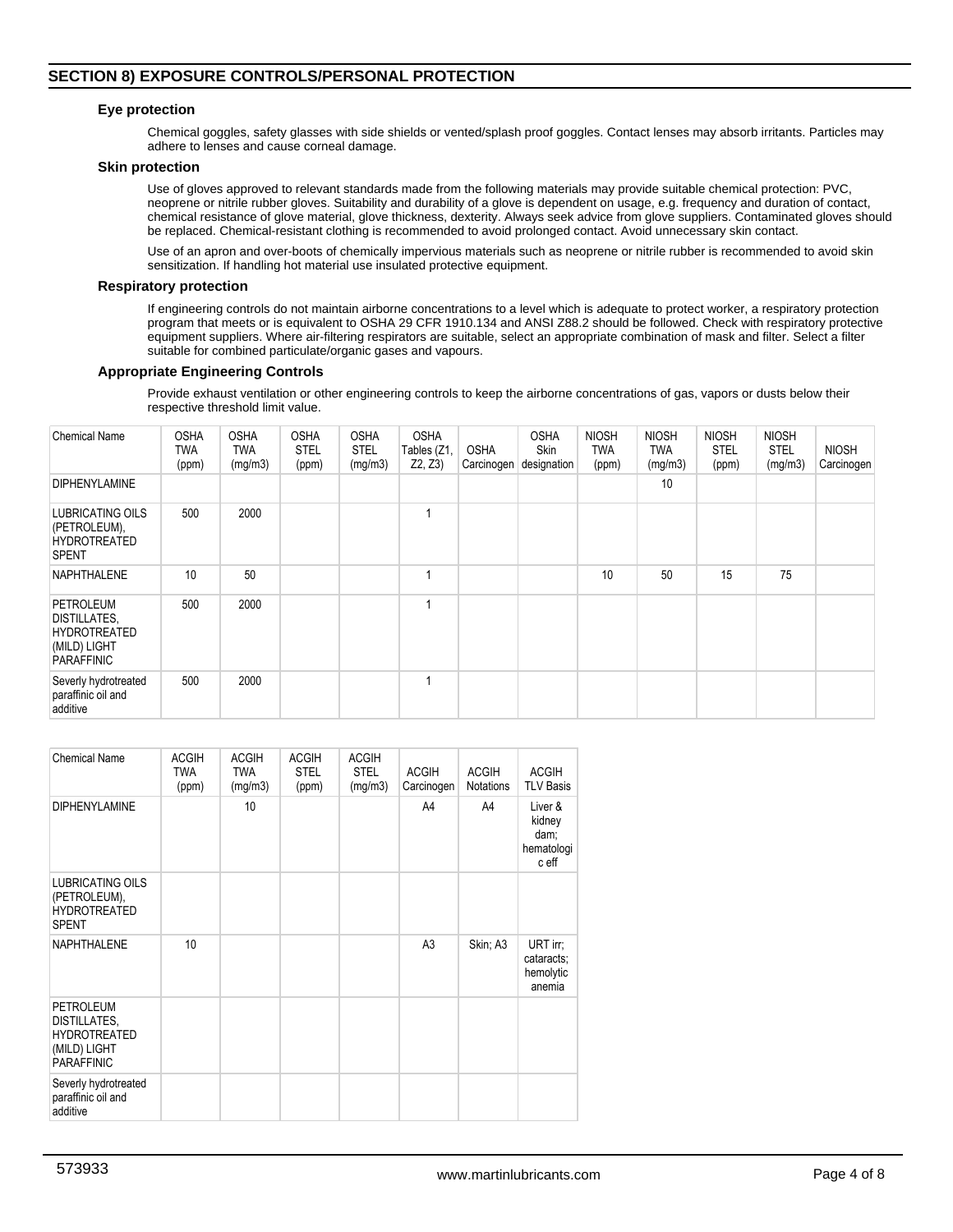## SECTION 8) EXPOSURE CONTROLS/PERSONAL PROTECTION

### Eye protection

Chemical goggles, safety glasses with side shields or vented/splash proof goggles. Contact lenses may absorb irritants. Particles may adhere to lenses and cause corneal damage.

### Skin protection

Use of gloves approved to relevant standards made from the following materials may provide suitable chemical protection: PVC, neoprene or nitrile rubber gloves. Suitability and durability of a glove is dependent on usage, e.g. frequency and duration of contact, chemical resistance of glove material, glove thickness, dexterity. Always seek advice from glove suppliers. Contaminated gloves should be replaced. Chemical-resistant clothing is recommended to avoid prolonged contact. Avoid unnecessary skin contact.

Use of an apron and over-boots of chemically impervious materials such as neoprene or nitrile rubber is recommended to avoid skin sensitization. If handling hot material use insulated protective equipment.

### Respiratory protection

If engineering controls do not maintain airborne concentrations to a level which is adequate to protect worker, a respiratory protection program that meets or is equivalent to OSHA 29 CFR 1910.134 and ANSI Z88.2 should be followed. Check with respiratory protective equipment suppliers. Where air-filtering respirators are suitable, select an appropriate combination of mask and filter. Select a filter suitable for combined particulate/organic gases and vapours.

### Appropriate Engineering Controls

Provide exhaust ventilation or other engineering controls to keep the airborne concentrations of gas, vapors or dusts below their respective threshold limit value.

| Chemical Name | OSHA TWA (ppm) | OSHA TWA (mg/m3) | OSHA STEL (ppm) | OSHA STEL (mg/m3) | OSHA Tables (Z1, Z2, Z3) | OSHA Carcinogen | OSHA Skin designation | NIOSH TWA (ppm) | NIOSH TWA (mg/m3) | NIOSH STEL (ppm) | NIOSH STEL (mg/m3) | NIOSH Carcinogen |
|---|---|---|---|---|---|---|---|---|---|---|---|---|
| DIPHENYLAMINE | | | | | | | | | 10 | | | |
| LUBRICATING OILS (PETROLEUM), HYDROTREATED SPENT | 500 | 2000 | | | 1 | | | | | | | |
| NAPHTHALENE | 10 | 50 | | | 1 | | | 10 | 50 | 15 | 75 | |
| PETROLEUM DISTILLATES, HYDROTREATED (MILD) LIGHT PARAFFINIC | 500 | 2000 | | | 1 | | | | | | | |
| Severly hydrotreated paraffinic oil and additive | 500 | 2000 | | | 1 | | | | | | | |

| Chemical Name | ACGIH TWA (ppm) | ACGIH TWA (mg/m3) | ACGIH STEL (ppm) | ACGIH STEL (mg/m3) | ACGIH Carcinogen | ACGIH Notations | ACGIH TLV Basis |
|---|---|---|---|---|---|---|---|
| DIPHENYLAMINE | | 10 | | | A4 | A4 | Liver & kidney dam; hematologic eff |
| LUBRICATING OILS (PETROLEUM), HYDROTREATED SPENT | | | | | | | |
| NAPHTHALENE | 10 | | | | A3 | Skin; A3 | URT irr; cataracts; hemolytic anemia |
| PETROLEUM DISTILLATES, HYDROTREATED (MILD) LIGHT PARAFFINIC | | | | | | | |
| Severly hydrotreated paraffinic oil and additive | | | | | | | |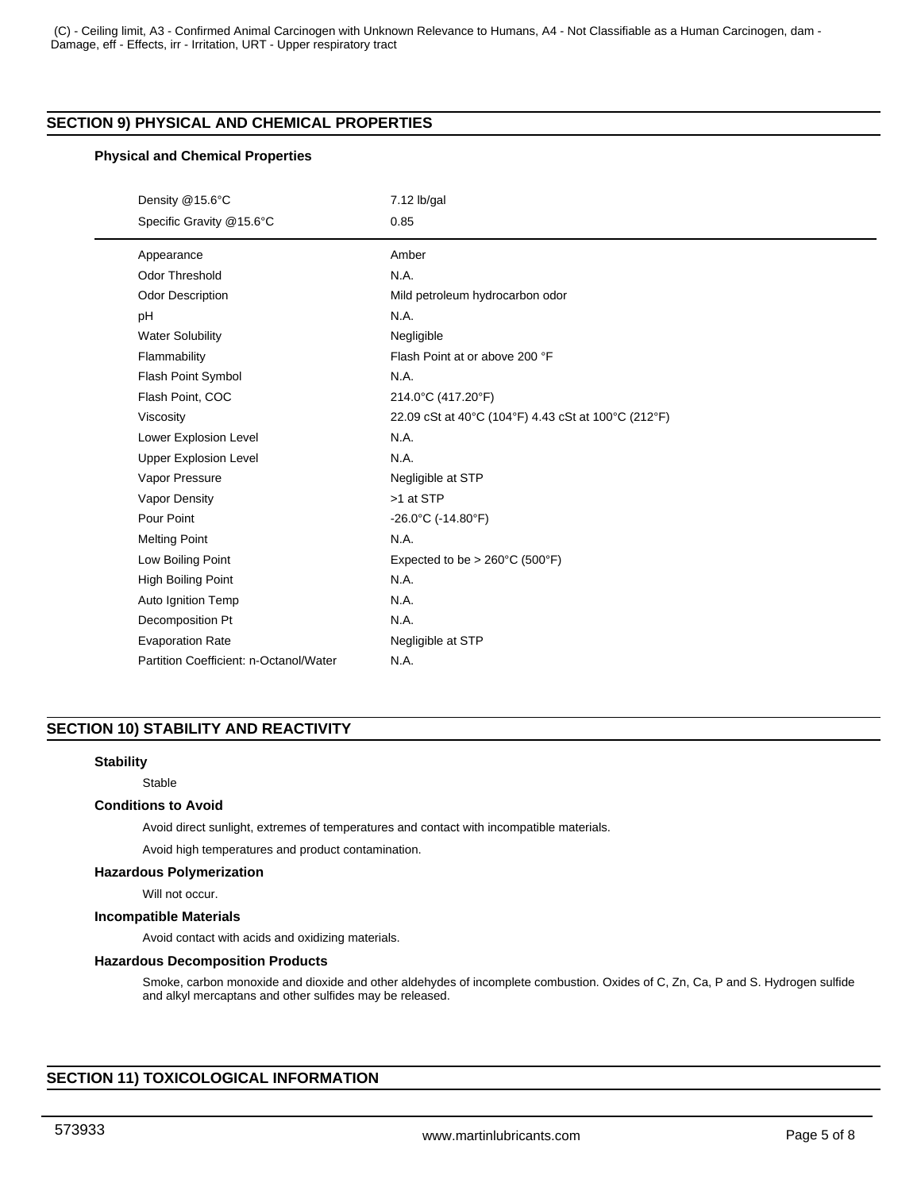(C) - Ceiling limit, A3 - Confirmed Animal Carcinogen with Unknown Relevance to Humans, A4 - Not Classifiable as a Human Carcinogen, dam - Damage, eff - Effects, irr - Irritation, URT - Upper respiratory tract

## SECTION 9) PHYSICAL AND CHEMICAL PROPERTIES

### Physical and Chemical Properties

| Property | Value |
|---|---|
| Density @15.6°C | 7.12 lb/gal |
| Specific Gravity @15.6°C | 0.85 |

| Property | Value |
|---|---|
| Appearance | Amber |
| Odor Threshold | N.A. |
| Odor Description | Mild petroleum hydrocarbon odor |
| pH | N.A. |
| Water Solubility | Negligible |
| Flammability | Flash Point at or above 200 °F |
| Flash Point Symbol | N.A. |
| Flash Point, COC | 214.0°C (417.20°F) |
| Viscosity | 22.09 cSt at 40°C (104°F) 4.43 cSt at 100°C (212°F) |
| Lower Explosion Level | N.A. |
| Upper Explosion Level | N.A. |
| Vapor Pressure | Negligible at STP |
| Vapor Density | >1 at STP |
| Pour Point | -26.0°C (-14.80°F) |
| Melting Point | N.A. |
| Low Boiling Point | Expected to be > 260°C (500°F) |
| High Boiling Point | N.A. |
| Auto Ignition Temp | N.A. |
| Decomposition Pt | N.A. |
| Evaporation Rate | Negligible at STP |
| Partition Coefficient: n-Octanol/Water | N.A. |

## SECTION 10) STABILITY AND REACTIVITY

### Stability

Stable

### Conditions to Avoid

Avoid direct sunlight, extremes of temperatures and contact with incompatible materials.

Avoid high temperatures and product contamination.

### Hazardous Polymerization

Will not occur.

### Incompatible Materials

Avoid contact with acids and oxidizing materials.

### Hazardous Decomposition Products

Smoke, carbon monoxide and dioxide and other aldehydes of incomplete combustion. Oxides of C, Zn, Ca, P and S. Hydrogen sulfide and alkyl mercaptans and other sulfides may be released.

## SECTION 11) TOXICOLOGICAL INFORMATION

573933 www.martinlubricants.com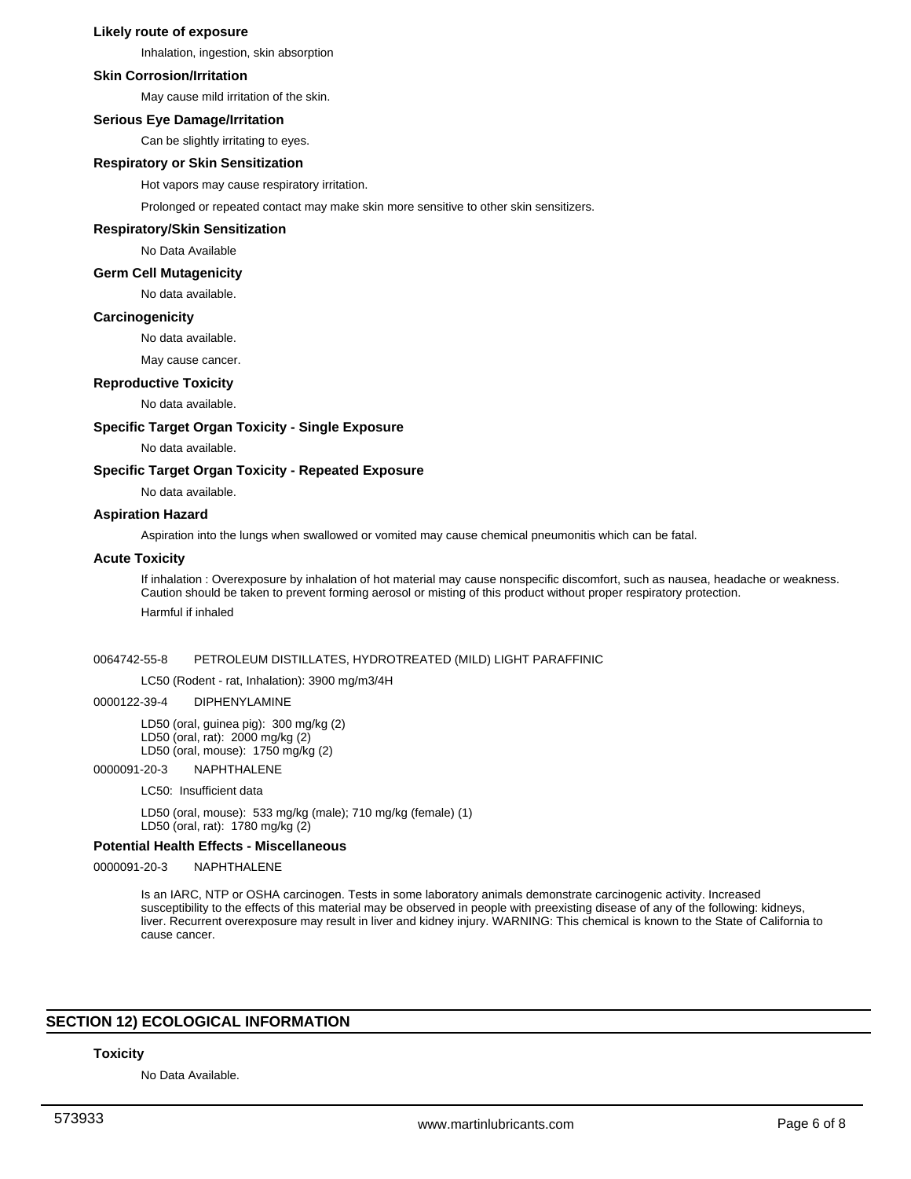### Likely route of exposure

Inhalation, ingestion, skin absorption

### Skin Corrosion/Irritation

May cause mild irritation of the skin.

### Serious Eye Damage/Irritation

Can be slightly irritating to eyes.

### Respiratory or Skin Sensitization

Hot vapors may cause respiratory irritation.

Prolonged or repeated contact may make skin more sensitive to other skin sensitizers.

### Respiratory/Skin Sensitization

No Data Available

### Germ Cell Mutagenicity

No data available.

### Carcinogenicity

No data available.

May cause cancer.

### Reproductive Toxicity

No data available.

### Specific Target Organ Toxicity - Single Exposure

No data available.

### Specific Target Organ Toxicity - Repeated Exposure

No data available.

### Aspiration Hazard

Aspiration into the lungs when swallowed or vomited may cause chemical pneumonitis which can be fatal.

### Acute Toxicity

If inhalation : Overexposure by inhalation of hot material may cause nonspecific discomfort, such as nausea, headache or weakness. Caution should be taken to prevent forming aerosol or misting of this product without proper respiratory protection.

Harmful if inhaled

0064742-55-8 PETROLEUM DISTILLATES, HYDROTREATED (MILD) LIGHT PARAFFINIC

LC50 (Rodent - rat, Inhalation): 3900 mg/m3/4H

0000122-39-4 DIPHENYLAMINE

LD50 (oral, guinea pig): 300 mg/kg (2)
LD50 (oral, rat): 2000 mg/kg (2)
LD50 (oral, mouse): 1750 mg/kg (2)

0000091-20-3 NAPHTHALENE

LC50: Insufficient data

LD50 (oral, mouse): 533 mg/kg (male); 710 mg/kg (female) (1)
LD50 (oral, rat): 1780 mg/kg (2)

### Potential Health Effects - Miscellaneous

0000091-20-3 NAPHTHALENE

Is an IARC, NTP or OSHA carcinogen. Tests in some laboratory animals demonstrate carcinogenic activity. Increased susceptibility to the effects of this material may be observed in people with preexisting disease of any of the following: kidneys, liver. Recurrent overexposure may result in liver and kidney injury. WARNING: This chemical is known to the State of California to cause cancer.

## SECTION 12) ECOLOGICAL INFORMATION

### Toxicity

No Data Available.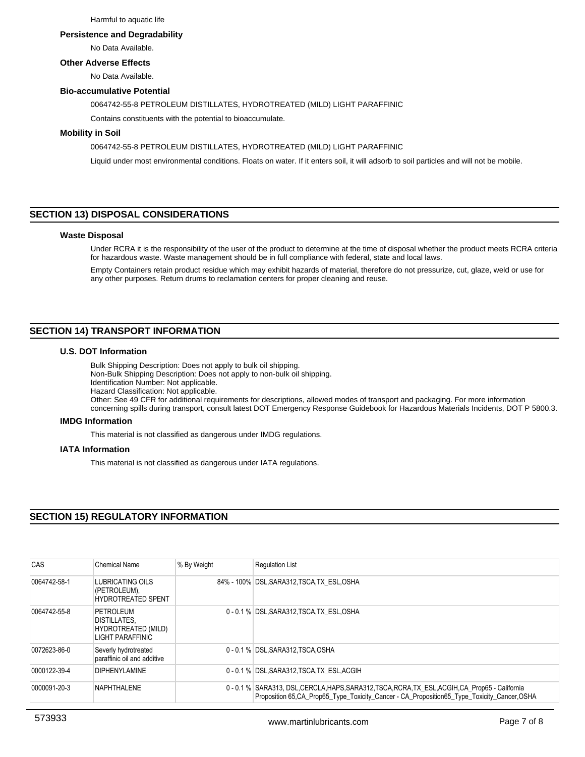Harmful to aquatic life

### Persistence and Degradability

No Data Available.

### Other Adverse Effects

No Data Available.

### Bio-accumulative Potential

0064742-55-8 PETROLEUM DISTILLATES, HYDROTREATED (MILD) LIGHT PARAFFINIC

Contains constituents with the potential to bioaccumulate.

### Mobility in Soil

0064742-55-8 PETROLEUM DISTILLATES, HYDROTREATED (MILD) LIGHT PARAFFINIC

Liquid under most environmental conditions. Floats on water. If it enters soil, it will adsorb to soil particles and will not be mobile.

## SECTION 13) DISPOSAL CONSIDERATIONS

### Waste Disposal

Under RCRA it is the responsibility of the user of the product to determine at the time of disposal whether the product meets RCRA criteria for hazardous waste. Waste management should be in full compliance with federal, state and local laws.

Empty Containers retain product residue which may exhibit hazards of material, therefore do not pressurize, cut, glaze, weld or use for any other purposes. Return drums to reclamation centers for proper cleaning and reuse.

## SECTION 14) TRANSPORT INFORMATION

### U.S. DOT Information

Bulk Shipping Description: Does not apply to bulk oil shipping.
Non-Bulk Shipping Description: Does not apply to non-bulk oil shipping.
Identification Number: Not applicable.
Hazard Classification: Not applicable.
Other: See 49 CFR for additional requirements for descriptions, allowed modes of transport and packaging. For more information concerning spills during transport, consult latest DOT Emergency Response Guidebook for Hazardous Materials Incidents, DOT P 5800.3.

### IMDG Information

This material is not classified as dangerous under IMDG regulations.

### IATA Information

This material is not classified as dangerous under IATA regulations.

## SECTION 15) REGULATORY INFORMATION

| CAS | Chemical Name | % By Weight | Regulation List |
| --- | --- | --- | --- |
| 0064742-58-1 | LUBRICATING OILS (PETROLEUM), HYDROTREATED SPENT | 84% - 100% | DSL,SARA312,TSCA,TX_ESL,OSHA |
| 0064742-55-8 | PETROLEUM DISTILLATES, HYDROTREATED (MILD) LIGHT PARAFFINIC | 0 - 0.1 % | DSL,SARA312,TSCA,TX_ESL,OSHA |
| 0072623-86-0 | Severly hydrotreated paraffinic oil and additive | 0 - 0.1 % | DSL,SARA312,TSCA,OSHA |
| 0000122-39-4 | DIPHENYLAMINE | 0 - 0.1 % | DSL,SARA312,TSCA,TX_ESL,ACGIH |
| 0000091-20-3 | NAPHTHALENE | 0 - 0.1 % | SARA313, DSL,CERCLA,HAPS,SARA312,TSCA,RCRA,TX_ESL,ACGIH,CA_Prop65 - California Proposition 65,CA_Prop65_Type_Toxicity_Cancer - CA_Proposition65_Type_Toxicity_Cancer,OSHA |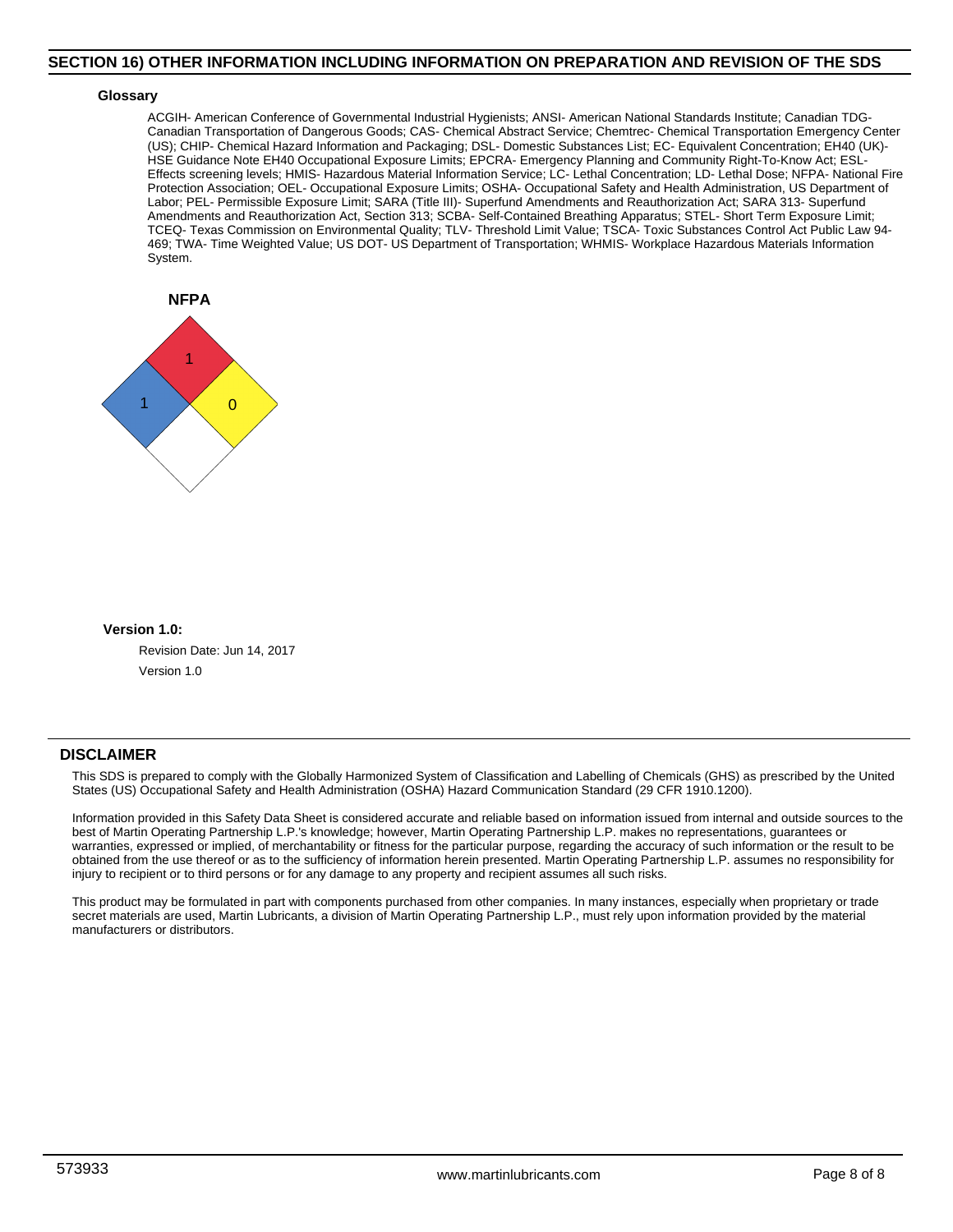## SECTION 16) OTHER INFORMATION INCLUDING INFORMATION ON PREPARATION AND REVISION OF THE SDS

### Glossary

ACGIH- American Conference of Governmental Industrial Hygienists; ANSI- American National Standards Institute; Canadian TDG- Canadian Transportation of Dangerous Goods; CAS- Chemical Abstract Service; Chemtrec- Chemical Transportation Emergency Center (US); CHIP- Chemical Hazard Information and Packaging; DSL- Domestic Substances List; EC- Equivalent Concentration; EH40 (UK)- HSE Guidance Note EH40 Occupational Exposure Limits; EPCRA- Emergency Planning and Community Right-To-Know Act; ESL- Effects screening levels; HMIS- Hazardous Material Information Service; LC- Lethal Concentration; LD- Lethal Dose; NFPA- National Fire Protection Association; OEL- Occupational Exposure Limits; OSHA- Occupational Safety and Health Administration, US Department of Labor; PEL- Permissible Exposure Limit; SARA (Title III)- Superfund Amendments and Reauthorization Act; SARA 313- Superfund Amendments and Reauthorization Act, Section 313; SCBA- Self-Contained Breathing Apparatus; STEL- Short Term Exposure Limit; TCEQ- Texas Commission on Environmental Quality; TLV- Threshold Limit Value; TSCA- Toxic Substances Control Act Public Law 94-469; TWA- Time Weighted Value; US DOT- US Department of Transportation; WHMIS- Workplace Hazardous Materials Information System.

**NFPA**

1
1
0

### Version 1.0:

Revision Date: Jun 14, 2017

Version 1.0

## DISCLAIMER

This SDS is prepared to comply with the Globally Harmonized System of Classification and Labelling of Chemicals (GHS) as prescribed by the United States (US) Occupational Safety and Health Administration (OSHA) Hazard Communication Standard (29 CFR 1910.1200).

Information provided in this Safety Data Sheet is considered accurate and reliable based on information issued from internal and outside sources to the best of Martin Operating Partnership L.P.'s knowledge; however, Martin Operating Partnership L.P. makes no representations, guarantees or warranties, expressed or implied, of merchantability or fitness for the particular purpose, regarding the accuracy of such information or the result to be obtained from the use thereof or as to the sufficiency of information herein presented. Martin Operating Partnership L.P. assumes no responsibility for injury to recipient or to third persons or for any damage to any property and recipient assumes all such risks.

This product may be formulated in part with components purchased from other companies. In many instances, especially when proprietary or trade secret materials are used, Martin Lubricants, a division of Martin Operating Partnership L.P., must rely upon information provided by the material manufacturers or distributors.